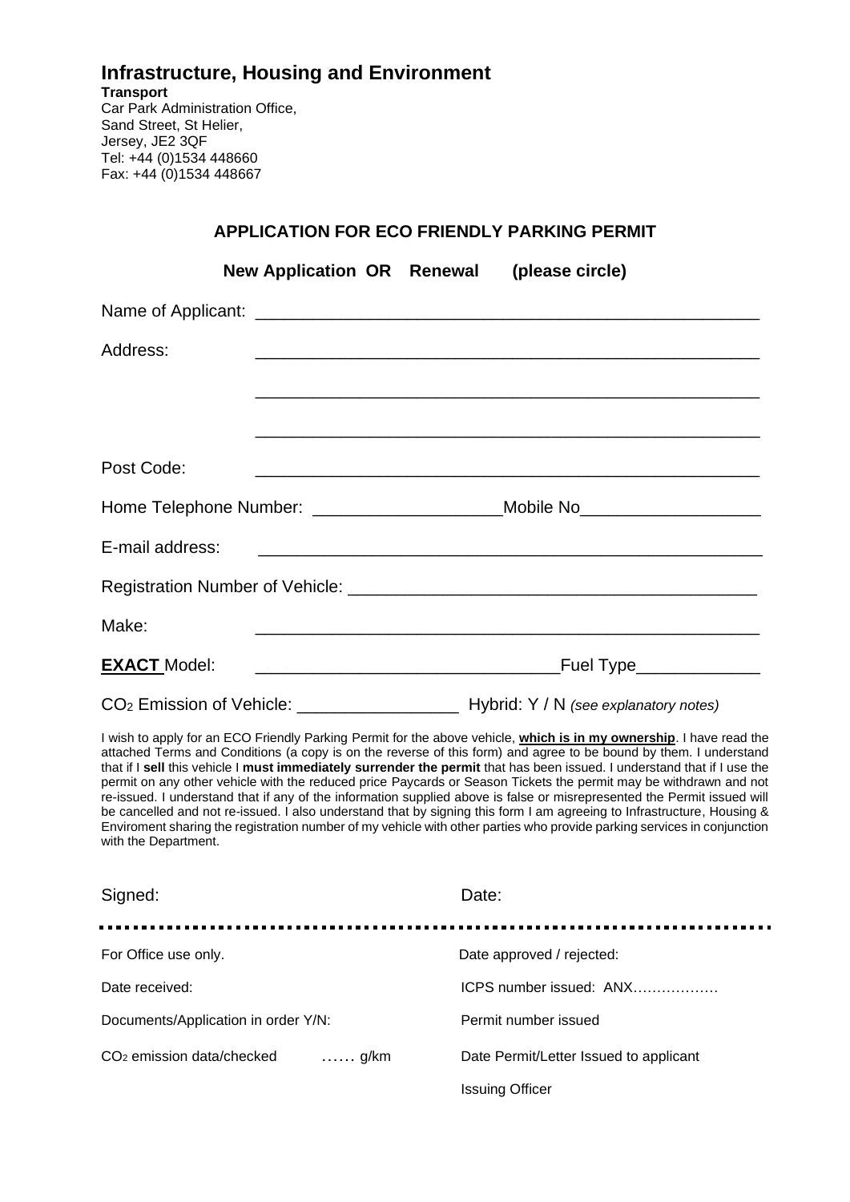# Infrastructure, Housing and Environment

**Transport**
Car Park Administration Office,
Sand Street, St Helier,
Jersey, JE2 3QF
Tel: +44 (0)1534 448660
Fax: +44 (0)1534 448667

## APPLICATION FOR ECO FRIENDLY PARKING PERMIT

**New Application OR Renewal (please circle)**

Name of Applicant: ______________________________________________________

Address: ______________________________________________________

______________________________________________________

______________________________________________________

Post Code: ______________________________________________________

Home Telephone Number: ____________________Mobile No____________________

E-mail address: ______________________________________________________

Registration Number of Vehicle: ____________________________________________

Make: ______________________________________________________

**EXACT** Model: ________________________________Fuel Type______________

$CO_2$ Emission of Vehicle: _________________ Hybrid: Y / N *(see explanatory notes)*

I wish to apply for an ECO Friendly Parking Permit for the above vehicle, **which is in my ownership**. I have read the attached Terms and Conditions (a copy is on the reverse of this form) and agree to be bound by them. I understand that if I **sell** this vehicle I **must immediately surrender the permit** that has been issued. I understand that if I use the permit on any other vehicle with the reduced price Paycards or Season Tickets the permit may be withdrawn and not re-issued. I understand that if any of the information supplied above is false or misrepresented the Permit issued will be cancelled and not re-issued. I also understand that by signing this form I am agreeing to Infrastructure, Housing & Enviroment sharing the registration number of my vehicle with other parties who provide parking services in conjunction with the Department.

Signed: Date:

---

For Office use only. Date approved / rejected:

Date received: ICPS number issued: ANX………………

Documents/Application in order Y/N: Permit number issued

$CO_2$ emission data/checked …… g/km Date Permit/Letter Issued to applicant

Issuing Officer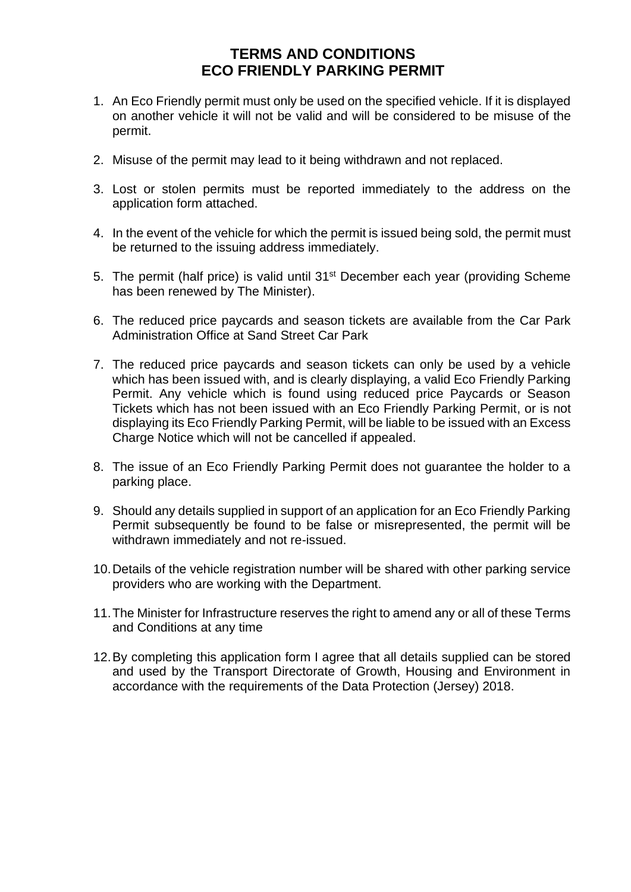# TERMS AND CONDITIONS
# ECO FRIENDLY PARKING PERMIT

1. An Eco Friendly permit must only be used on the specified vehicle. If it is displayed on another vehicle it will not be valid and will be considered to be misuse of the permit.

2. Misuse of the permit may lead to it being withdrawn and not replaced.

3. Lost or stolen permits must be reported immediately to the address on the application form attached.

4. In the event of the vehicle for which the permit is issued being sold, the permit must be returned to the issuing address immediately.

5. The permit (half price) is valid until 31st December each year (providing Scheme has been renewed by The Minister).

6. The reduced price paycards and season tickets are available from the Car Park Administration Office at Sand Street Car Park

7. The reduced price paycards and season tickets can only be used by a vehicle which has been issued with, and is clearly displaying, a valid Eco Friendly Parking Permit. Any vehicle which is found using reduced price Paycards or Season Tickets which has not been issued with an Eco Friendly Parking Permit, or is not displaying its Eco Friendly Parking Permit, will be liable to be issued with an Excess Charge Notice which will not be cancelled if appealed.

8. The issue of an Eco Friendly Parking Permit does not guarantee the holder to a parking place.

9. Should any details supplied in support of an application for an Eco Friendly Parking Permit subsequently be found to be false or misrepresented, the permit will be withdrawn immediately and not re-issued.

10. Details of the vehicle registration number will be shared with other parking service providers who are working with the Department.

11. The Minister for Infrastructure reserves the right to amend any or all of these Terms and Conditions at any time

12. By completing this application form I agree that all details supplied can be stored and used by the Transport Directorate of Growth, Housing and Environment in accordance with the requirements of the Data Protection (Jersey) 2018.